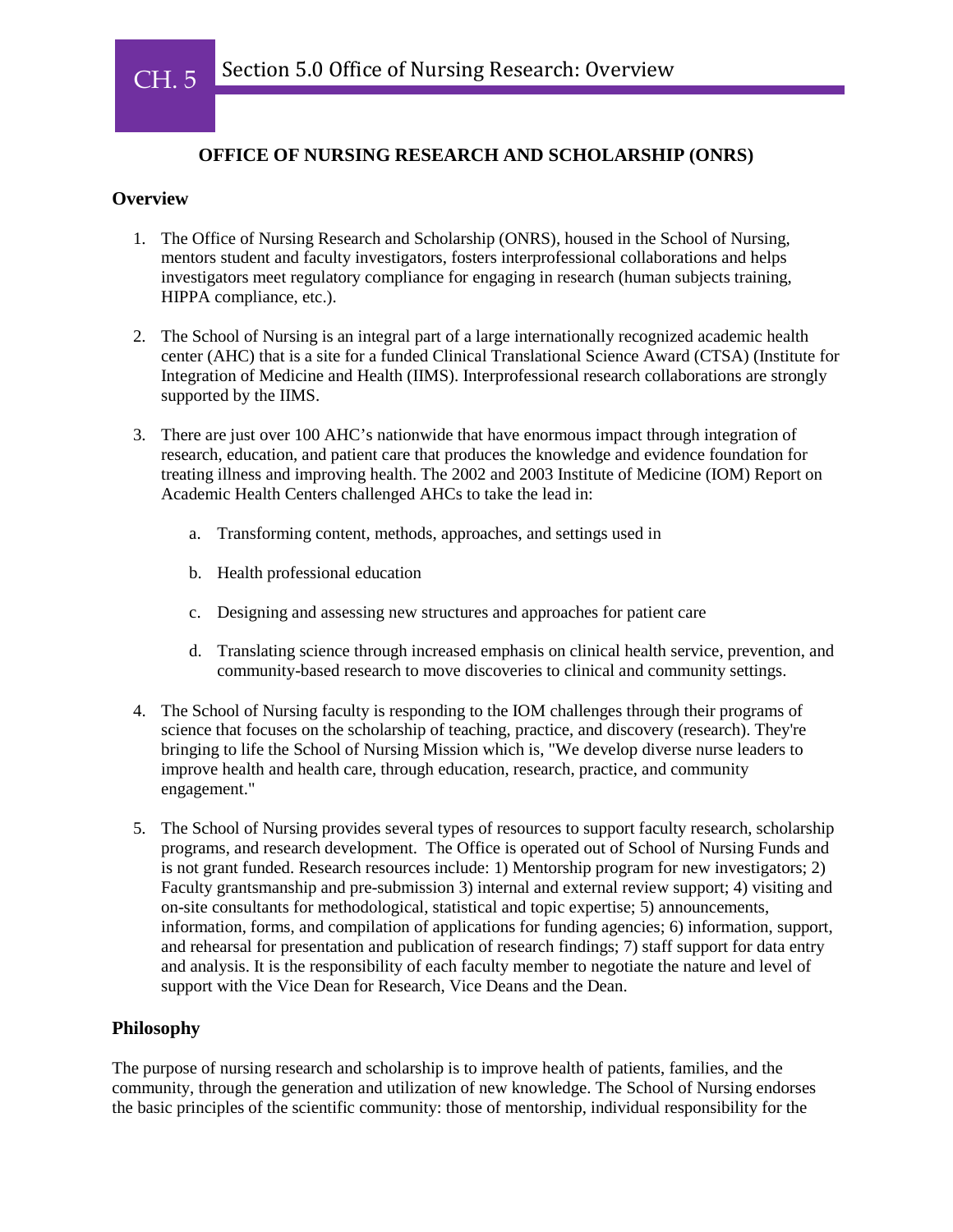# CH. 5 Section 5.0 Office of Nursing Research: Overview

## OFFICE OF NURSING RESEARCH AND SCHOLARSHIP (ONRS)

### Overview

1. The Office of Nursing Research and Scholarship (ONRS), housed in the School of Nursing, mentors student and faculty investigators, fosters interprofessional collaborations and helps investigators meet regulatory compliance for engaging in research (human subjects training, HIPPA compliance, etc.).

2. The School of Nursing is an integral part of a large internationally recognized academic health center (AHC) that is a site for a funded Clinical Translational Science Award (CTSA) (Institute for Integration of Medicine and Health (IIMS). Interprofessional research collaborations are strongly supported by the IIMS.

3. There are just over 100 AHC's nationwide that have enormous impact through integration of research, education, and patient care that produces the knowledge and evidence foundation for treating illness and improving health. The 2002 and 2003 Institute of Medicine (IOM) Report on Academic Health Centers challenged AHCs to take the lead in:

    a. Transforming content, methods, approaches, and settings used in

    b. Health professional education

    c. Designing and assessing new structures and approaches for patient care

    d. Translating science through increased emphasis on clinical health service, prevention, and community-based research to move discoveries to clinical and community settings.

4. The School of Nursing faculty is responding to the IOM challenges through their programs of science that focuses on the scholarship of teaching, practice, and discovery (research). They're bringing to life the School of Nursing Mission which is, "We develop diverse nurse leaders to improve health and health care, through education, research, practice, and community engagement."

5. The School of Nursing provides several types of resources to support faculty research, scholarship programs, and research development. The Office is operated out of School of Nursing Funds and is not grant funded. Research resources include: 1) Mentorship program for new investigators; 2) Faculty grantsmanship and pre-submission 3) internal and external review support; 4) visiting and on-site consultants for methodological, statistical and topic expertise; 5) announcements, information, forms, and compilation of applications for funding agencies; 6) information, support, and rehearsal for presentation and publication of research findings; 7) staff support for data entry and analysis. It is the responsibility of each faculty member to negotiate the nature and level of support with the Vice Dean for Research, Vice Deans and the Dean.

### Philosophy

The purpose of nursing research and scholarship is to improve health of patients, families, and the community, through the generation and utilization of new knowledge. The School of Nursing endorses the basic principles of the scientific community: those of mentorship, individual responsibility for the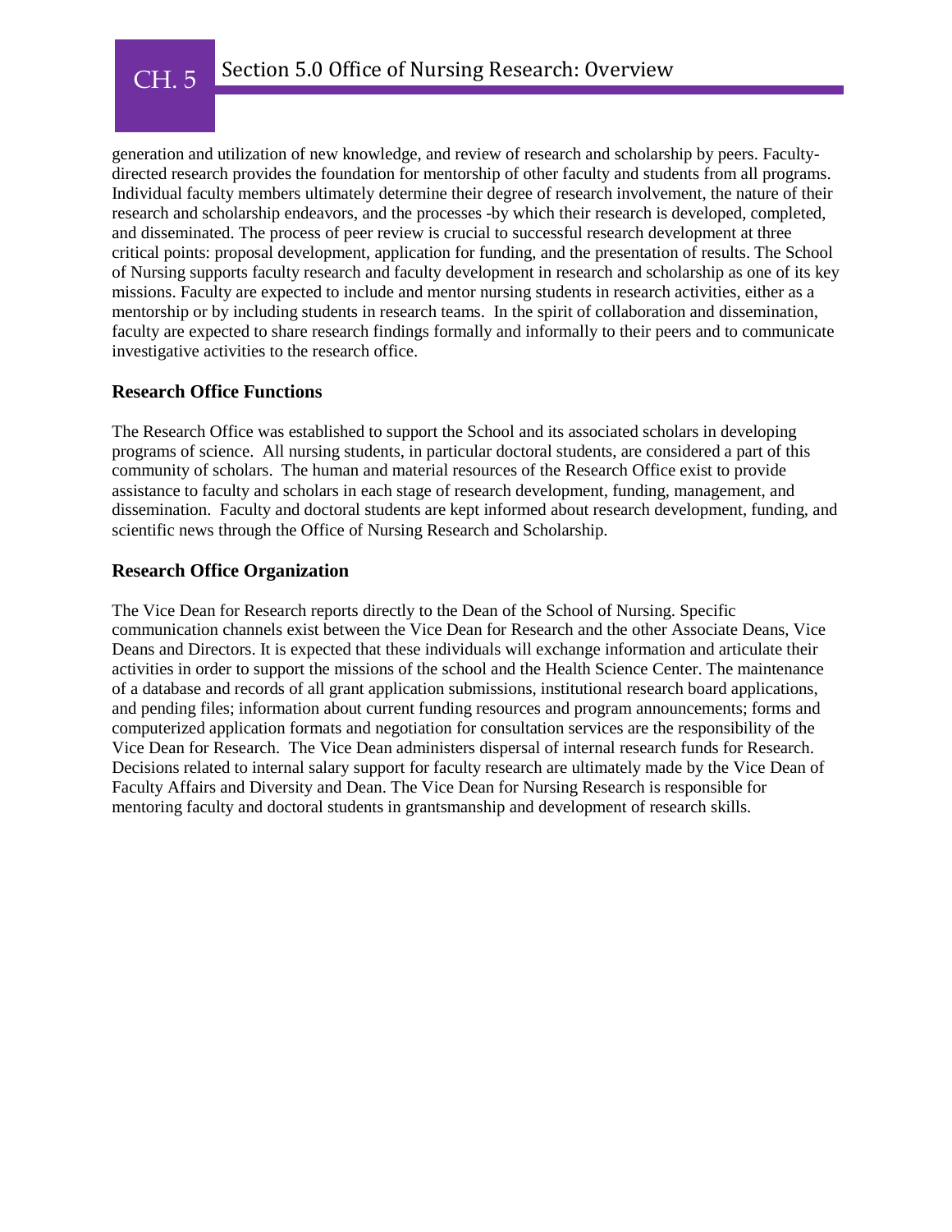generation and utilization of new knowledge, and review of research and scholarship by peers. Faculty-directed research provides the foundation for mentorship of other faculty and students from all programs. Individual faculty members ultimately determine their degree of research involvement, the nature of their research and scholarship endeavors, and the processes -by which their research is developed, completed, and disseminated. The process of peer review is crucial to successful research development at three critical points: proposal development, application for funding, and the presentation of results. The School of Nursing supports faculty research and faculty development in research and scholarship as one of its key missions. Faculty are expected to include and mentor nursing students in research activities, either as a mentorship or by including students in research teams. In the spirit of collaboration and dissemination, faculty are expected to share research findings formally and informally to their peers and to communicate investigative activities to the research office.

## Research Office Functions

The Research Office was established to support the School and its associated scholars in developing programs of science. All nursing students, in particular doctoral students, are considered a part of this community of scholars. The human and material resources of the Research Office exist to provide assistance to faculty and scholars in each stage of research development, funding, management, and dissemination. Faculty and doctoral students are kept informed about research development, funding, and scientific news through the Office of Nursing Research and Scholarship.

## Research Office Organization

The Vice Dean for Research reports directly to the Dean of the School of Nursing. Specific communication channels exist between the Vice Dean for Research and the other Associate Deans, Vice Deans and Directors. It is expected that these individuals will exchange information and articulate their activities in order to support the missions of the school and the Health Science Center. The maintenance of a database and records of all grant application submissions, institutional research board applications, and pending files; information about current funding resources and program announcements; forms and computerized application formats and negotiation for consultation services are the responsibility of the Vice Dean for Research. The Vice Dean administers dispersal of internal research funds for Research. Decisions related to internal salary support for faculty research are ultimately made by the Vice Dean of Faculty Affairs and Diversity and Dean. The Vice Dean for Nursing Research is responsible for mentoring faculty and doctoral students in grantsmanship and development of research skills.